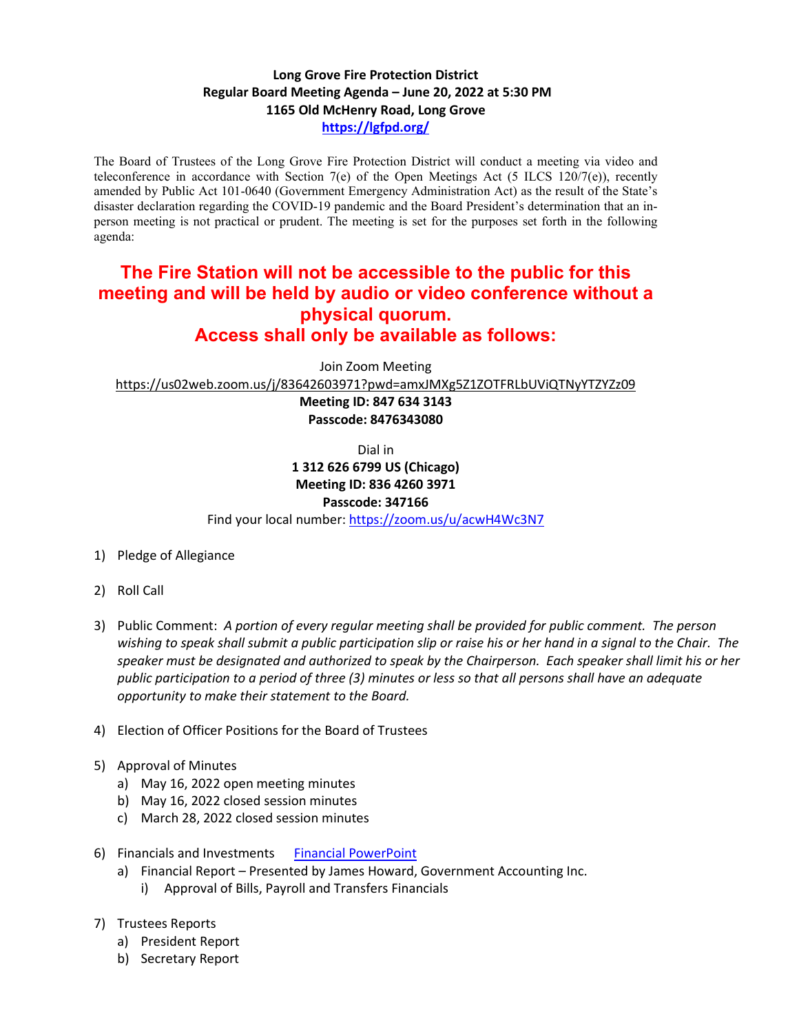**Long Grove Fire Protection District**
**Regular Board Meeting Agenda – June 20, 2022 at 5:30 PM**
**1165 Old McHenry Road, Long Grove**
**https://lgfpd.org/**

The Board of Trustees of the Long Grove Fire Protection District will conduct a meeting via video and teleconference in accordance with Section 7(e) of the Open Meetings Act (5 ILCS 120/7(e)), recently amended by Public Act 101-0640 (Government Emergency Administration Act) as the result of the State's disaster declaration regarding the COVID-19 pandemic and the Board President's determination that an in-person meeting is not practical or prudent. The meeting is set for the purposes set forth in the following agenda:

## The Fire Station will not be accessible to the public for this meeting and will be held by audio or video conference without a physical quorum. Access shall only be available as follows:

Join Zoom Meeting
https://us02web.zoom.us/j/83642603971?pwd=amxJMXg5Z1ZOTFRLbUViQTNyYTZYZz09
**Meeting ID: 847 634 3143**
**Passcode: 8476343080**

Dial in
**1 312 626 6799 US (Chicago)**
**Meeting ID: 836 4260 3971**
**Passcode: 347166**
Find your local number: https://zoom.us/u/acwH4Wc3N7

1) Pledge of Allegiance

2) Roll Call

3) Public Comment: *A portion of every regular meeting shall be provided for public comment. The person wishing to speak shall submit a public participation slip or raise his or her hand in a signal to the Chair. The speaker must be designated and authorized to speak by the Chairperson. Each speaker shall limit his or her public participation to a period of three (3) minutes or less so that all persons shall have an adequate opportunity to make their statement to the Board.*

4) Election of Officer Positions for the Board of Trustees

5) Approval of Minutes
   a) May 16, 2022 open meeting minutes
   b) May 16, 2022 closed session minutes
   c) March 28, 2022 closed session minutes

6) Financials and Investments   Financial PowerPoint
   a) Financial Report – Presented by James Howard, Government Accounting Inc.
      i) Approval of Bills, Payroll and Transfers Financials

7) Trustees Reports
   a) President Report
   b) Secretary Report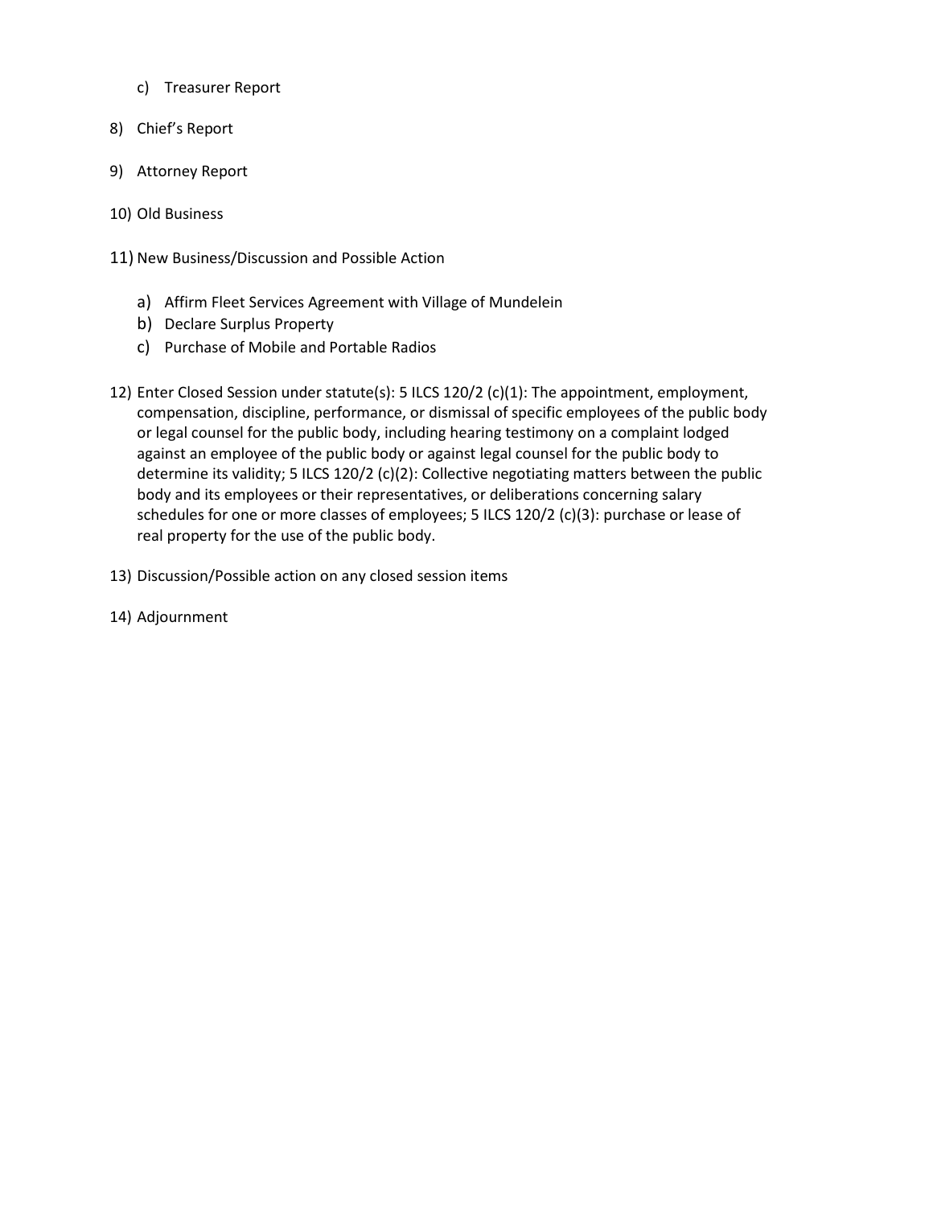c) Treasurer Report

8) Chief's Report

9) Attorney Report

10) Old Business

11) New Business/Discussion and Possible Action

    a) Affirm Fleet Services Agreement with Village of Mundelein
    b) Declare Surplus Property
    c) Purchase of Mobile and Portable Radios

12) Enter Closed Session under statute(s): 5 ILCS 120/2 (c)(1): The appointment, employment, compensation, discipline, performance, or dismissal of specific employees of the public body or legal counsel for the public body, including hearing testimony on a complaint lodged against an employee of the public body or against legal counsel for the public body to determine its validity; 5 ILCS 120/2 (c)(2): Collective negotiating matters between the public body and its employees or their representatives, or deliberations concerning salary schedules for one or more classes of employees; 5 ILCS 120/2 (c)(3): purchase or lease of real property for the use of the public body.

13) Discussion/Possible action on any closed session items

14) Adjournment